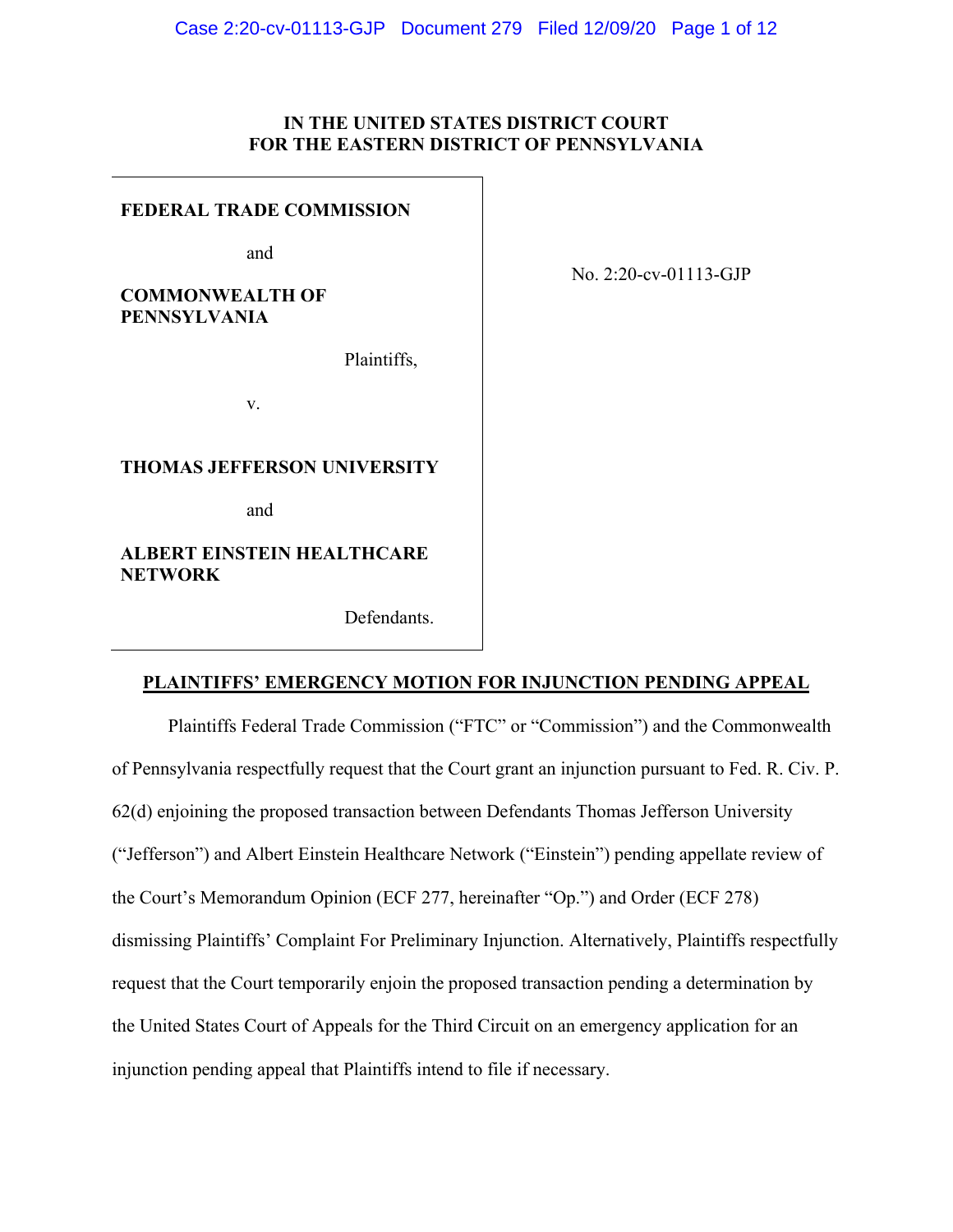**IN THE UNITED STATES DISTRICT COURT**
**FOR THE EASTERN DISTRICT OF PENNSYLVANIA**

| | |
|---|---|
| **FEDERAL TRADE COMMISSION**<br><br>and<br><br>**COMMONWEALTH OF PENNSYLVANIA**<br><br>Plaintiffs,<br><br>v.<br><br>**THOMAS JEFFERSON UNIVERSITY**<br><br>and<br><br>**ALBERT EINSTEIN HEALTHCARE NETWORK**<br><br>Defendants. | No. 2:20-cv-01113-GJP |

**PLAINTIFFS' EMERGENCY MOTION FOR INJUNCTION PENDING APPEAL**

Plaintiffs Federal Trade Commission ("FTC" or "Commission") and the Commonwealth of Pennsylvania respectfully request that the Court grant an injunction pursuant to Fed. R. Civ. P. 62(d) enjoining the proposed transaction between Defendants Thomas Jefferson University ("Jefferson") and Albert Einstein Healthcare Network ("Einstein") pending appellate review of the Court's Memorandum Opinion (ECF 277, hereinafter "Op.") and Order (ECF 278) dismissing Plaintiffs' Complaint For Preliminary Injunction. Alternatively, Plaintiffs respectfully request that the Court temporarily enjoin the proposed transaction pending a determination by the United States Court of Appeals for the Third Circuit on an emergency application for an injunction pending appeal that Plaintiffs intend to file if necessary.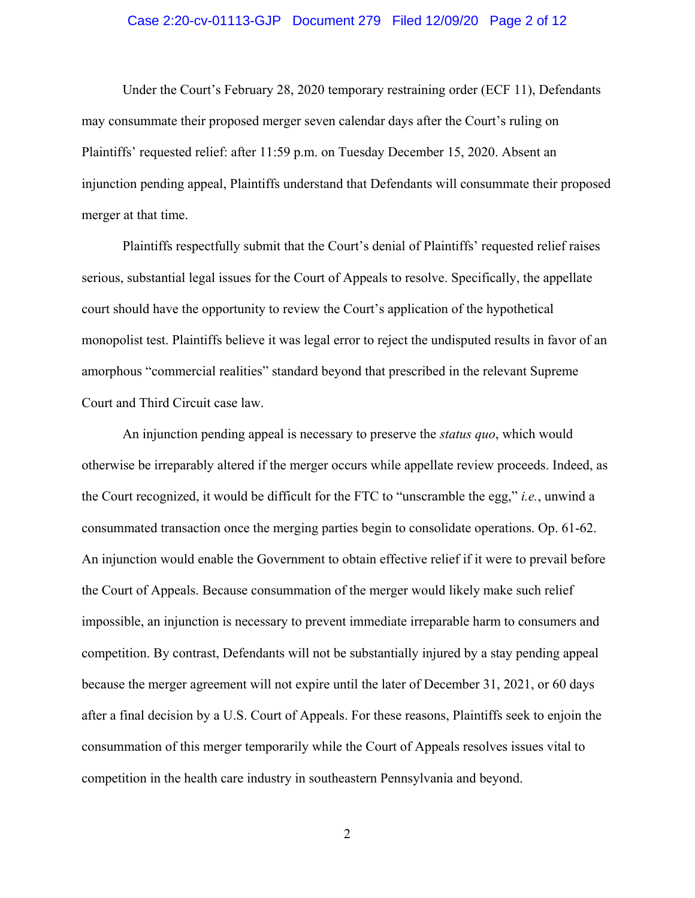Under the Court's February 28, 2020 temporary restraining order (ECF 11), Defendants may consummate their proposed merger seven calendar days after the Court's ruling on Plaintiffs' requested relief: after 11:59 p.m. on Tuesday December 15, 2020. Absent an injunction pending appeal, Plaintiffs understand that Defendants will consummate their proposed merger at that time.

Plaintiffs respectfully submit that the Court's denial of Plaintiffs' requested relief raises serious, substantial legal issues for the Court of Appeals to resolve. Specifically, the appellate court should have the opportunity to review the Court's application of the hypothetical monopolist test. Plaintiffs believe it was legal error to reject the undisputed results in favor of an amorphous "commercial realities" standard beyond that prescribed in the relevant Supreme Court and Third Circuit case law.

An injunction pending appeal is necessary to preserve the *status quo*, which would otherwise be irreparably altered if the merger occurs while appellate review proceeds. Indeed, as the Court recognized, it would be difficult for the FTC to "unscramble the egg," *i.e.*, unwind a consummated transaction once the merging parties begin to consolidate operations. Op. 61-62. An injunction would enable the Government to obtain effective relief if it were to prevail before the Court of Appeals. Because consummation of the merger would likely make such relief impossible, an injunction is necessary to prevent immediate irreparable harm to consumers and competition. By contrast, Defendants will not be substantially injured by a stay pending appeal because the merger agreement will not expire until the later of December 31, 2021, or 60 days after a final decision by a U.S. Court of Appeals. For these reasons, Plaintiffs seek to enjoin the consummation of this merger temporarily while the Court of Appeals resolves issues vital to competition in the health care industry in southeastern Pennsylvania and beyond.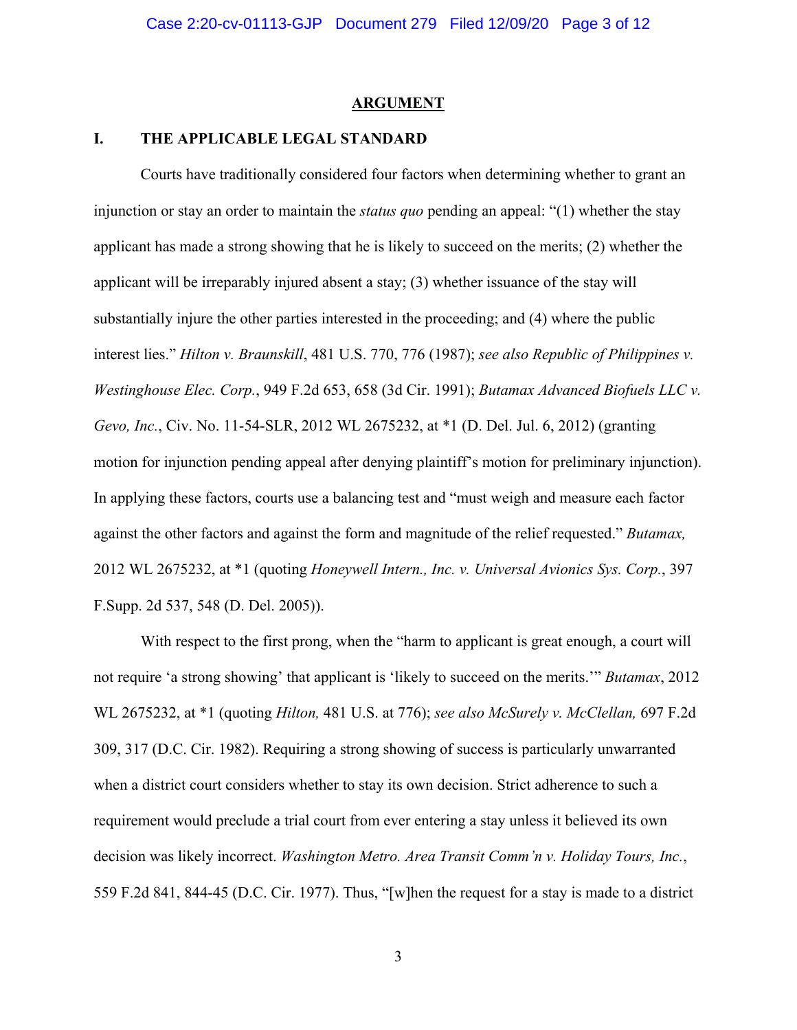## ARGUMENT

### I. THE APPLICABLE LEGAL STANDARD

Courts have traditionally considered four factors when determining whether to grant an injunction or stay an order to maintain the *status quo* pending an appeal: "(1) whether the stay applicant has made a strong showing that he is likely to succeed on the merits; (2) whether the applicant will be irreparably injured absent a stay; (3) whether issuance of the stay will substantially injure the other parties interested in the proceeding; and (4) where the public interest lies." *Hilton v. Braunskill*, 481 U.S. 770, 776 (1987); *see also Republic of Philippines v. Westinghouse Elec. Corp.*, 949 F.2d 653, 658 (3d Cir. 1991); *Butamax Advanced Biofuels LLC v. Gevo, Inc.*, Civ. No. 11-54-SLR, 2012 WL 2675232, at *1 (D. Del. Jul. 6, 2012) (granting motion for injunction pending appeal after denying plaintiff's motion for preliminary injunction). In applying these factors, courts use a balancing test and "must weigh and measure each factor against the other factors and against the form and magnitude of the relief requested." *Butamax,* 2012 WL 2675232, at *1 (quoting *Honeywell Intern., Inc. v. Universal Avionics Sys. Corp.*, 397 F.Supp. 2d 537, 548 (D. Del. 2005)).

With respect to the first prong, when the "harm to applicant is great enough, a court will not require 'a strong showing' that applicant is 'likely to succeed on the merits.'" *Butamax*, 2012 WL 2675232, at *1 (quoting *Hilton,* 481 U.S. at 776); *see also McSurely v. McClellan,* 697 F.2d 309, 317 (D.C. Cir. 1982). Requiring a strong showing of success is particularly unwarranted when a district court considers whether to stay its own decision. Strict adherence to such a requirement would preclude a trial court from ever entering a stay unless it believed its own decision was likely incorrect. *Washington Metro. Area Transit Comm'n v. Holiday Tours, Inc.*, 559 F.2d 841, 844-45 (D.C. Cir. 1977). Thus, "[w]hen the request for a stay is made to a district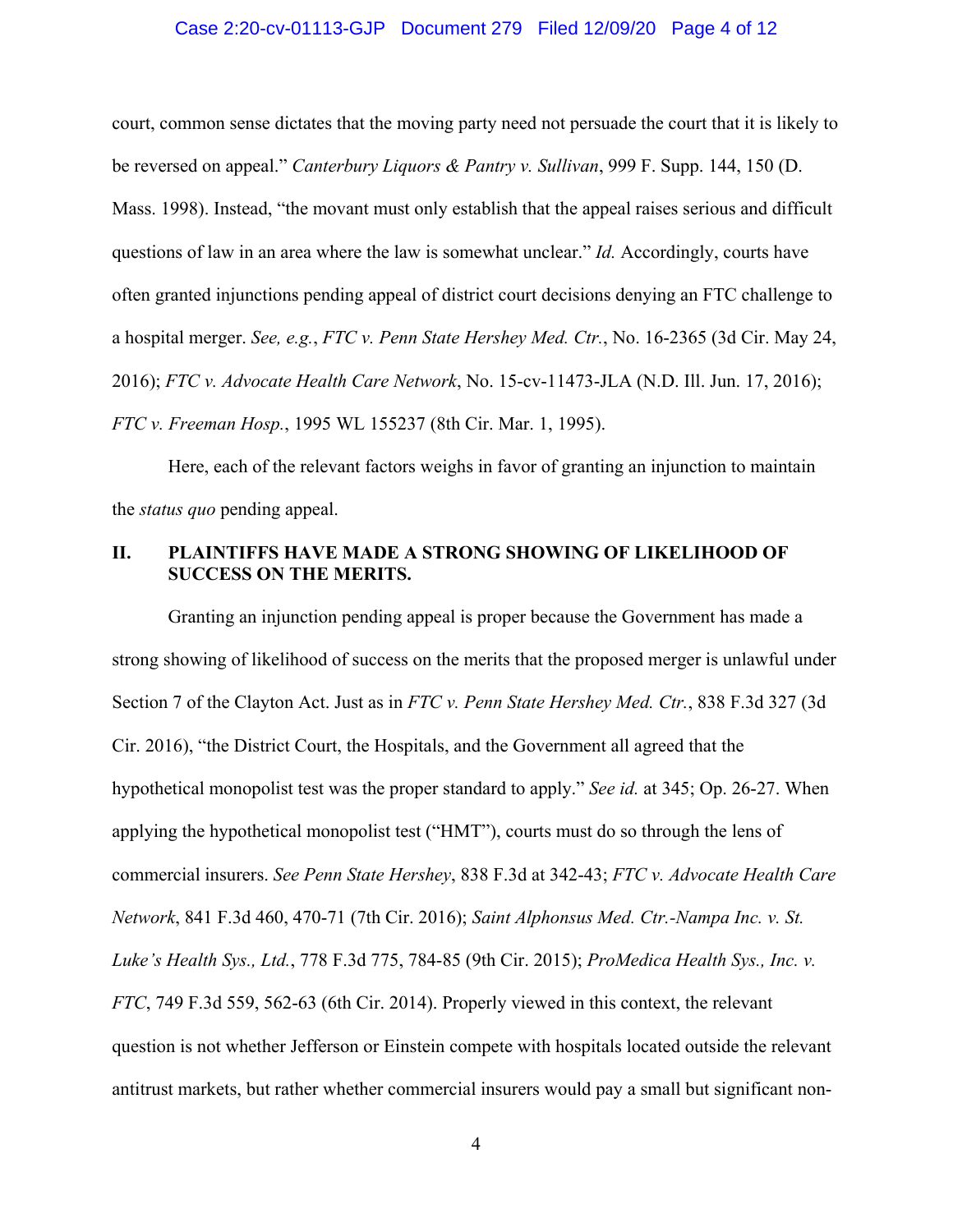court, common sense dictates that the moving party need not persuade the court that it is likely to be reversed on appeal." *Canterbury Liquors & Pantry v. Sullivan*, 999 F. Supp. 144, 150 (D. Mass. 1998). Instead, "the movant must only establish that the appeal raises serious and difficult questions of law in an area where the law is somewhat unclear." *Id.* Accordingly, courts have often granted injunctions pending appeal of district court decisions denying an FTC challenge to a hospital merger. *See, e.g.*, *FTC v. Penn State Hershey Med. Ctr.*, No. 16-2365 (3d Cir. May 24, 2016); *FTC v. Advocate Health Care Network*, No. 15-cv-11473-JLA (N.D. Ill. Jun. 17, 2016); *FTC v. Freeman Hosp.*, 1995 WL 155237 (8th Cir. Mar. 1, 1995).

Here, each of the relevant factors weighs in favor of granting an injunction to maintain the *status quo* pending appeal.

## II. PLAINTIFFS HAVE MADE A STRONG SHOWING OF LIKELIHOOD OF SUCCESS ON THE MERITS.

Granting an injunction pending appeal is proper because the Government has made a strong showing of likelihood of success on the merits that the proposed merger is unlawful under Section 7 of the Clayton Act. Just as in *FTC v. Penn State Hershey Med. Ctr.*, 838 F.3d 327 (3d Cir. 2016), "the District Court, the Hospitals, and the Government all agreed that the hypothetical monopolist test was the proper standard to apply." *See id.* at 345; Op. 26-27. When applying the hypothetical monopolist test ("HMT"), courts must do so through the lens of commercial insurers. *See Penn State Hershey*, 838 F.3d at 342-43; *FTC v. Advocate Health Care Network*, 841 F.3d 460, 470-71 (7th Cir. 2016); *Saint Alphonsus Med. Ctr.-Nampa Inc. v. St. Luke's Health Sys., Ltd.*, 778 F.3d 775, 784-85 (9th Cir. 2015); *ProMedica Health Sys., Inc. v. FTC*, 749 F.3d 559, 562-63 (6th Cir. 2014). Properly viewed in this context, the relevant question is not whether Jefferson or Einstein compete with hospitals located outside the relevant antitrust markets, but rather whether commercial insurers would pay a small but significant non-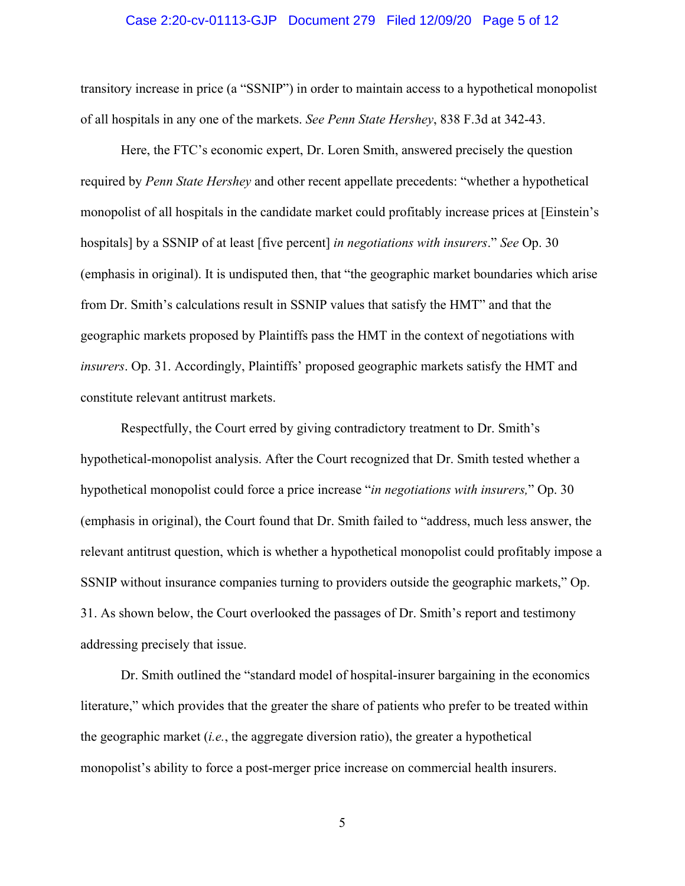transitory increase in price (a "SSNIP") in order to maintain access to a hypothetical monopolist of all hospitals in any one of the markets. *See Penn State Hershey*, 838 F.3d at 342-43.

Here, the FTC's economic expert, Dr. Loren Smith, answered precisely the question required by *Penn State Hershey* and other recent appellate precedents: "whether a hypothetical monopolist of all hospitals in the candidate market could profitably increase prices at [Einstein's hospitals] by a SSNIP of at least [five percent] *in negotiations with insurers*." *See* Op. 30 (emphasis in original). It is undisputed then, that "the geographic market boundaries which arise from Dr. Smith's calculations result in SSNIP values that satisfy the HMT" and that the geographic markets proposed by Plaintiffs pass the HMT in the context of negotiations with *insurers*. Op. 31. Accordingly, Plaintiffs' proposed geographic markets satisfy the HMT and constitute relevant antitrust markets.

Respectfully, the Court erred by giving contradictory treatment to Dr. Smith's hypothetical-monopolist analysis. After the Court recognized that Dr. Smith tested whether a hypothetical monopolist could force a price increase "*in negotiations with insurers,*" Op. 30 (emphasis in original), the Court found that Dr. Smith failed to "address, much less answer, the relevant antitrust question, which is whether a hypothetical monopolist could profitably impose a SSNIP without insurance companies turning to providers outside the geographic markets," Op. 31. As shown below, the Court overlooked the passages of Dr. Smith's report and testimony addressing precisely that issue.

Dr. Smith outlined the "standard model of hospital-insurer bargaining in the economics literature," which provides that the greater the share of patients who prefer to be treated within the geographic market (*i.e.*, the aggregate diversion ratio), the greater a hypothetical monopolist's ability to force a post-merger price increase on commercial health insurers.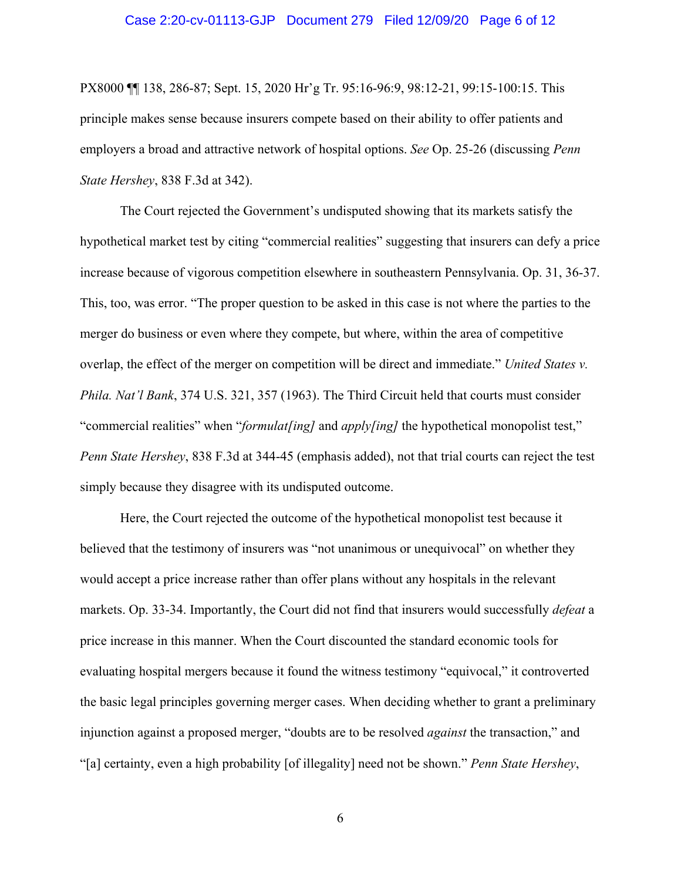PX8000 ¶¶ 138, 286-87; Sept. 15, 2020 Hr'g Tr. 95:16-96:9, 98:12-21, 99:15-100:15. This principle makes sense because insurers compete based on their ability to offer patients and employers a broad and attractive network of hospital options. *See* Op. 25-26 (discussing *Penn State Hershey*, 838 F.3d at 342).

The Court rejected the Government's undisputed showing that its markets satisfy the hypothetical market test by citing "commercial realities" suggesting that insurers can defy a price increase because of vigorous competition elsewhere in southeastern Pennsylvania. Op. 31, 36-37. This, too, was error. "The proper question to be asked in this case is not where the parties to the merger do business or even where they compete, but where, within the area of competitive overlap, the effect of the merger on competition will be direct and immediate." *United States v. Phila. Nat'l Bank*, 374 U.S. 321, 357 (1963). The Third Circuit held that courts must consider "commercial realities" when "*formulat[ing]* and *apply[ing]* the hypothetical monopolist test," *Penn State Hershey*, 838 F.3d at 344-45 (emphasis added), not that trial courts can reject the test simply because they disagree with its undisputed outcome.

Here, the Court rejected the outcome of the hypothetical monopolist test because it believed that the testimony of insurers was "not unanimous or unequivocal" on whether they would accept a price increase rather than offer plans without any hospitals in the relevant markets. Op. 33-34. Importantly, the Court did not find that insurers would successfully *defeat* a price increase in this manner. When the Court discounted the standard economic tools for evaluating hospital mergers because it found the witness testimony "equivocal," it controverted the basic legal principles governing merger cases. When deciding whether to grant a preliminary injunction against a proposed merger, "doubts are to be resolved *against* the transaction," and "[a] certainty, even a high probability [of illegality] need not be shown." *Penn State Hershey*,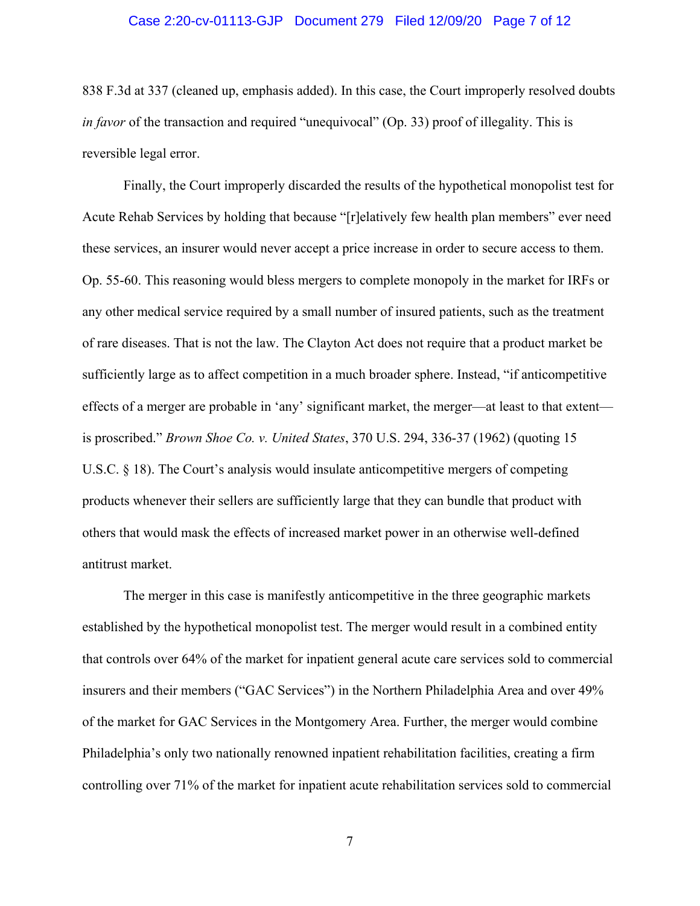838 F.3d at 337 (cleaned up, emphasis added). In this case, the Court improperly resolved doubts *in favor* of the transaction and required "unequivocal" (Op. 33) proof of illegality. This is reversible legal error.

Finally, the Court improperly discarded the results of the hypothetical monopolist test for Acute Rehab Services by holding that because "[r]elatively few health plan members" ever need these services, an insurer would never accept a price increase in order to secure access to them. Op. 55-60. This reasoning would bless mergers to complete monopoly in the market for IRFs or any other medical service required by a small number of insured patients, such as the treatment of rare diseases. That is not the law. The Clayton Act does not require that a product market be sufficiently large as to affect competition in a much broader sphere. Instead, "if anticompetitive effects of a merger are probable in 'any' significant market, the merger—at least to that extent—is proscribed." *Brown Shoe Co. v. United States*, 370 U.S. 294, 336-37 (1962) (quoting 15 U.S.C. § 18). The Court's analysis would insulate anticompetitive mergers of competing products whenever their sellers are sufficiently large that they can bundle that product with others that would mask the effects of increased market power in an otherwise well-defined antitrust market.

The merger in this case is manifestly anticompetitive in the three geographic markets established by the hypothetical monopolist test. The merger would result in a combined entity that controls over 64% of the market for inpatient general acute care services sold to commercial insurers and their members ("GAC Services") in the Northern Philadelphia Area and over 49% of the market for GAC Services in the Montgomery Area. Further, the merger would combine Philadelphia's only two nationally renowned inpatient rehabilitation facilities, creating a firm controlling over 71% of the market for inpatient acute rehabilitation services sold to commercial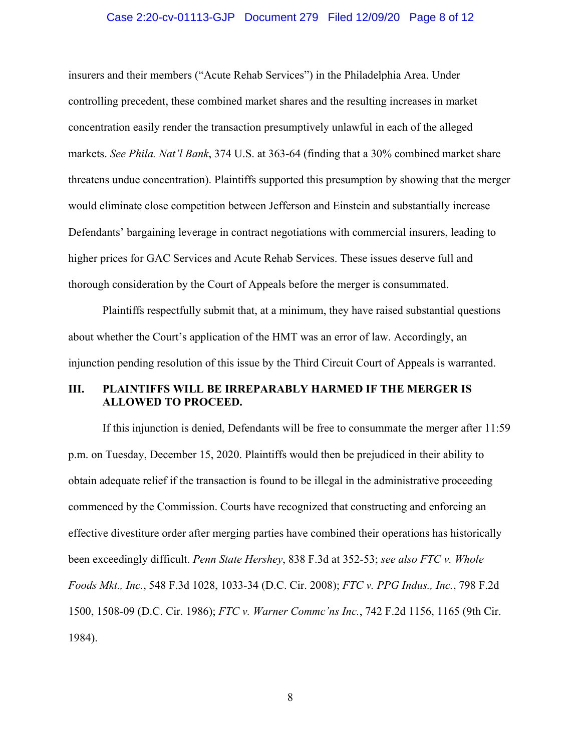insurers and their members ("Acute Rehab Services") in the Philadelphia Area. Under controlling precedent, these combined market shares and the resulting increases in market concentration easily render the transaction presumptively unlawful in each of the alleged markets. *See Phila. Nat'l Bank*, 374 U.S. at 363-64 (finding that a 30% combined market share threatens undue concentration). Plaintiffs supported this presumption by showing that the merger would eliminate close competition between Jefferson and Einstein and substantially increase Defendants' bargaining leverage in contract negotiations with commercial insurers, leading to higher prices for GAC Services and Acute Rehab Services. These issues deserve full and thorough consideration by the Court of Appeals before the merger is consummated.

Plaintiffs respectfully submit that, at a minimum, they have raised substantial questions about whether the Court's application of the HMT was an error of law. Accordingly, an injunction pending resolution of this issue by the Third Circuit Court of Appeals is warranted.

## III. PLAINTIFFS WILL BE IRREPARABLY HARMED IF THE MERGER IS ALLOWED TO PROCEED.

If this injunction is denied, Defendants will be free to consummate the merger after 11:59 p.m. on Tuesday, December 15, 2020. Plaintiffs would then be prejudiced in their ability to obtain adequate relief if the transaction is found to be illegal in the administrative proceeding commenced by the Commission. Courts have recognized that constructing and enforcing an effective divestiture order after merging parties have combined their operations has historically been exceedingly difficult. *Penn State Hershey*, 838 F.3d at 352-53; *see also FTC v. Whole Foods Mkt., Inc.*, 548 F.3d 1028, 1033-34 (D.C. Cir. 2008); *FTC v. PPG Indus., Inc.*, 798 F.2d 1500, 1508-09 (D.C. Cir. 1986); *FTC v. Warner Commc'ns Inc.*, 742 F.2d 1156, 1165 (9th Cir. 1984).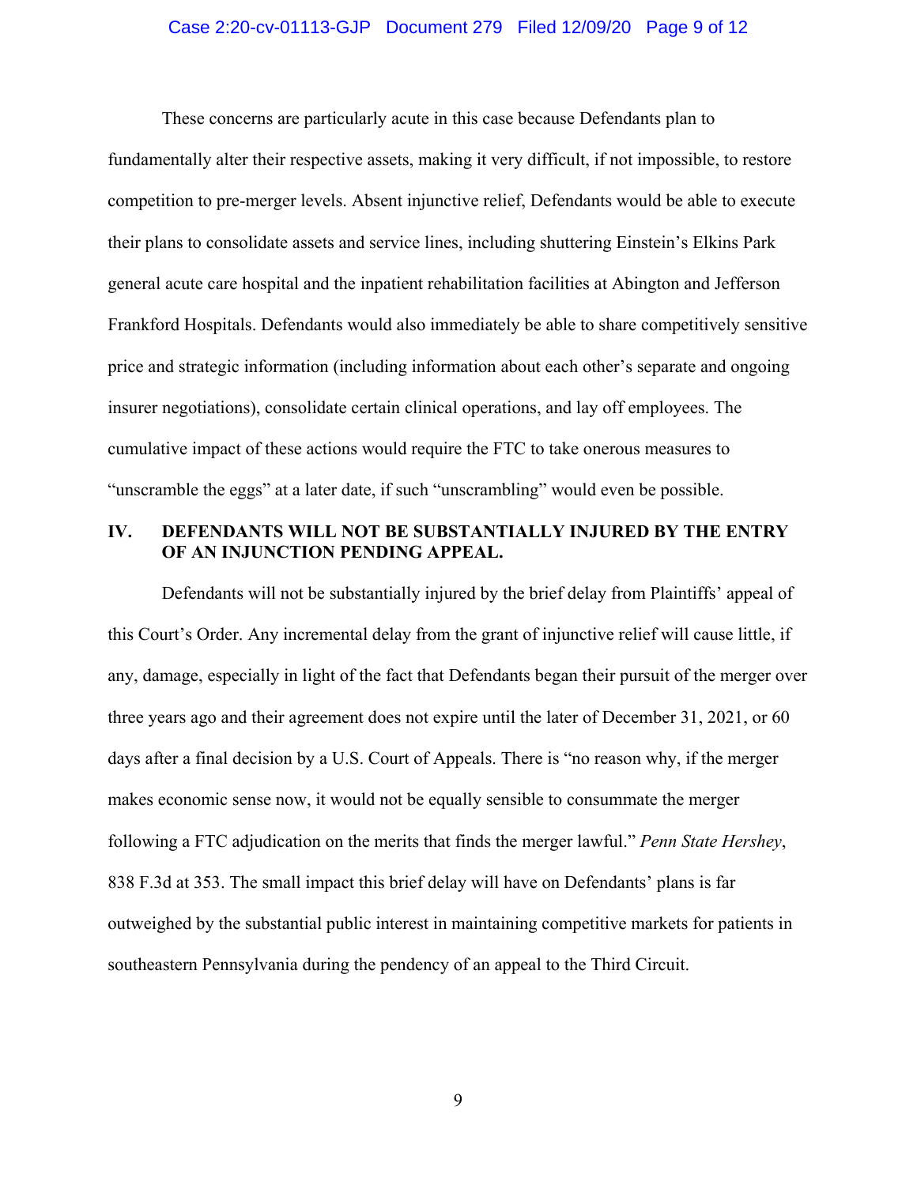These concerns are particularly acute in this case because Defendants plan to fundamentally alter their respective assets, making it very difficult, if not impossible, to restore competition to pre-merger levels. Absent injunctive relief, Defendants would be able to execute their plans to consolidate assets and service lines, including shuttering Einstein's Elkins Park general acute care hospital and the inpatient rehabilitation facilities at Abington and Jefferson Frankford Hospitals. Defendants would also immediately be able to share competitively sensitive price and strategic information (including information about each other's separate and ongoing insurer negotiations), consolidate certain clinical operations, and lay off employees. The cumulative impact of these actions would require the FTC to take onerous measures to "unscramble the eggs" at a later date, if such "unscrambling" would even be possible.

## IV. DEFENDANTS WILL NOT BE SUBSTANTIALLY INJURED BY THE ENTRY OF AN INJUNCTION PENDING APPEAL.

Defendants will not be substantially injured by the brief delay from Plaintiffs' appeal of this Court's Order. Any incremental delay from the grant of injunctive relief will cause little, if any, damage, especially in light of the fact that Defendants began their pursuit of the merger over three years ago and their agreement does not expire until the later of December 31, 2021, or 60 days after a final decision by a U.S. Court of Appeals. There is "no reason why, if the merger makes economic sense now, it would not be equally sensible to consummate the merger following a FTC adjudication on the merits that finds the merger lawful." *Penn State Hershey*, 838 F.3d at 353. The small impact this brief delay will have on Defendants' plans is far outweighed by the substantial public interest in maintaining competitive markets for patients in southeastern Pennsylvania during the pendency of an appeal to the Third Circuit.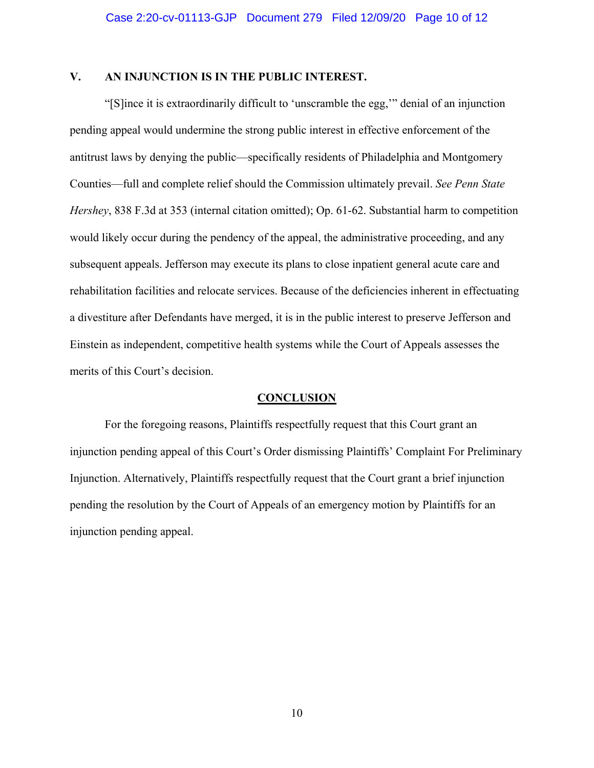## V. AN INJUNCTION IS IN THE PUBLIC INTEREST.

"[S]ince it is extraordinarily difficult to 'unscramble the egg,'" denial of an injunction pending appeal would undermine the strong public interest in effective enforcement of the antitrust laws by denying the public—specifically residents of Philadelphia and Montgomery Counties—full and complete relief should the Commission ultimately prevail. *See Penn State Hershey*, 838 F.3d at 353 (internal citation omitted); Op. 61-62. Substantial harm to competition would likely occur during the pendency of the appeal, the administrative proceeding, and any subsequent appeals. Jefferson may execute its plans to close inpatient general acute care and rehabilitation facilities and relocate services. Because of the deficiencies inherent in effectuating a divestiture after Defendants have merged, it is in the public interest to preserve Jefferson and Einstein as independent, competitive health systems while the Court of Appeals assesses the merits of this Court's decision.

## CONCLUSION

For the foregoing reasons, Plaintiffs respectfully request that this Court grant an injunction pending appeal of this Court's Order dismissing Plaintiffs' Complaint For Preliminary Injunction. Alternatively, Plaintiffs respectfully request that the Court grant a brief injunction pending the resolution by the Court of Appeals of an emergency motion by Plaintiffs for an injunction pending appeal.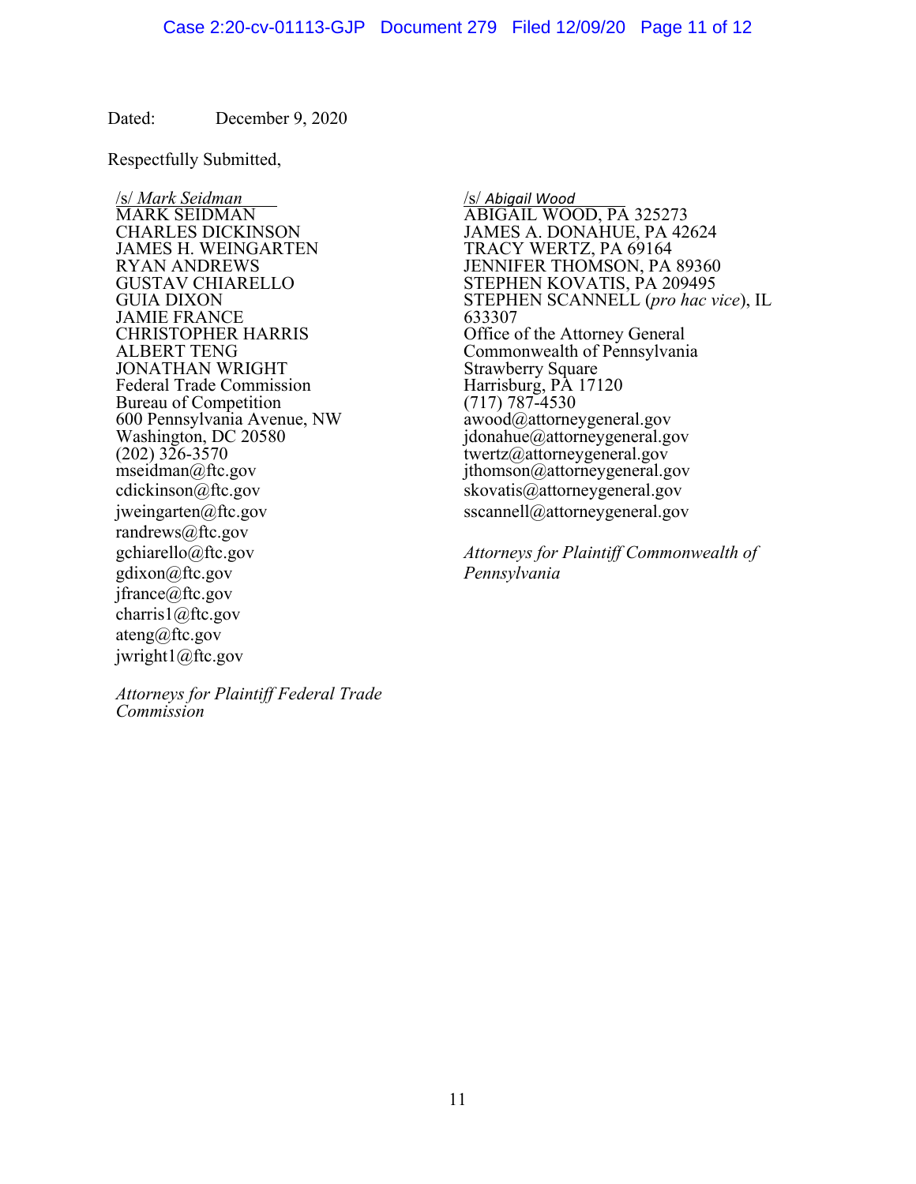Dated: December 9, 2020

Respectfully Submitted,

/s/ *Mark Seidman*
MARK SEIDMAN
CHARLES DICKINSON
JAMES H. WEINGARTEN
RYAN ANDREWS
GUSTAV CHIARELLO
GUIA DIXON
JAMIE FRANCE
CHRISTOPHER HARRIS
ALBERT TENG
JONATHAN WRIGHT
Federal Trade Commission
Bureau of Competition
600 Pennsylvania Avenue, NW
Washington, DC 20580
(202) 326-3570
mseidman@ftc.gov
cdickinson@ftc.gov
jweingarten@ftc.gov
randrews@ftc.gov
gchiarello@ftc.gov
gdixon@ftc.gov
jfrance@ftc.gov
charris1@ftc.gov
ateng@ftc.gov
jwright1@ftc.gov

*Attorneys for Plaintiff Federal Trade Commission*

/s/ *Abigail Wood*
ABIGAIL WOOD, PA 325273
JAMES A. DONAHUE, PA 42624
TRACY WERTZ, PA 69164
JENNIFER THOMSON, PA 89360
STEPHEN KOVATIS, PA 209495
STEPHEN SCANNELL (*pro hac vice*), IL 633307
Office of the Attorney General
Commonwealth of Pennsylvania
Strawberry Square
Harrisburg, PA 17120
(717) 787-4530
awood@attorneygeneral.gov
jdonahue@attorneygeneral.gov
twertz@attorneygeneral.gov
jthomson@attorneygeneral.gov
skovatis@attorneygeneral.gov
sscannell@attorneygeneral.gov

*Attorneys for Plaintiff Commonwealth of Pennsylvania*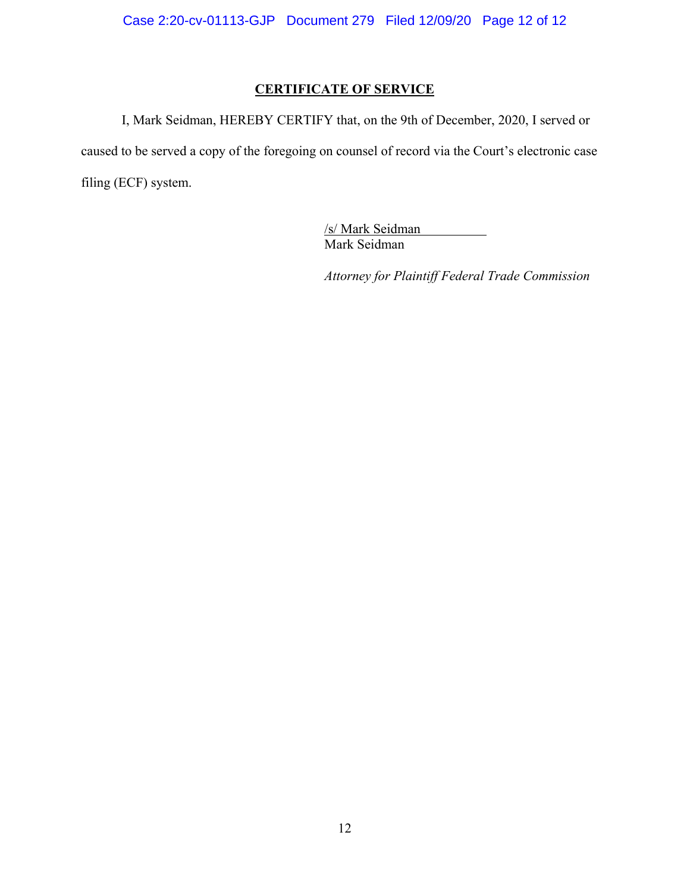## CERTIFICATE OF SERVICE

I, Mark Seidman, HEREBY CERTIFY that, on the 9th of December, 2020, I served or caused to be served a copy of the foregoing on counsel of record via the Court's electronic case filing (ECF) system.

/s/ Mark Seidman
Mark Seidman

*Attorney for Plaintiff Federal Trade Commission*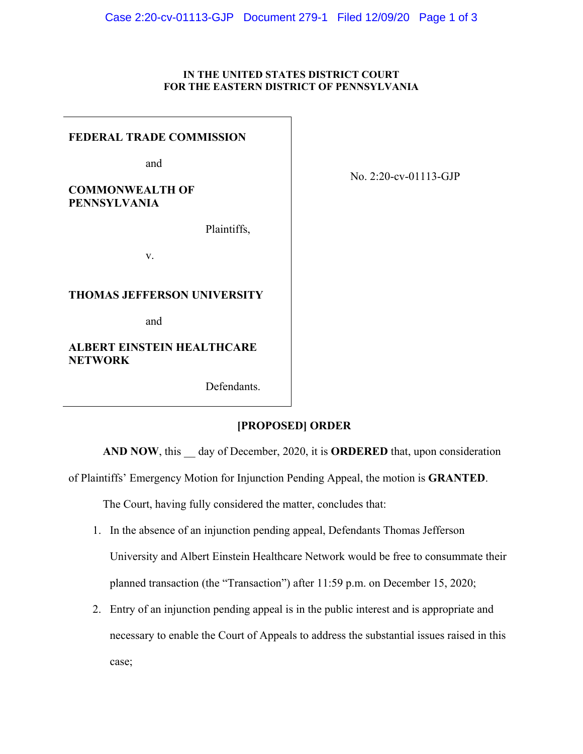**IN THE UNITED STATES DISTRICT COURT**
**FOR THE EASTERN DISTRICT OF PENNSYLVANIA**

| | |
|---|---|
| **FEDERAL TRADE COMMISSION**<br><br>and<br><br>**COMMONWEALTH OF PENNSYLVANIA**<br><br>Plaintiffs,<br><br>v.<br><br>**THOMAS JEFFERSON UNIVERSITY**<br><br>and<br><br>**ALBERT EINSTEIN HEALTHCARE NETWORK**<br><br>Defendants. | No. 2:20-cv-01113-GJP |

**[PROPOSED] ORDER**

**AND NOW**, this __ day of December, 2020, it is **ORDERED** that, upon consideration of Plaintiffs' Emergency Motion for Injunction Pending Appeal, the motion is **GRANTED**.

The Court, having fully considered the matter, concludes that:

1. In the absence of an injunction pending appeal, Defendants Thomas Jefferson University and Albert Einstein Healthcare Network would be free to consummate their planned transaction (the "Transaction") after 11:59 p.m. on December 15, 2020;
2. Entry of an injunction pending appeal is in the public interest and is appropriate and necessary to enable the Court of Appeals to address the substantial issues raised in this case;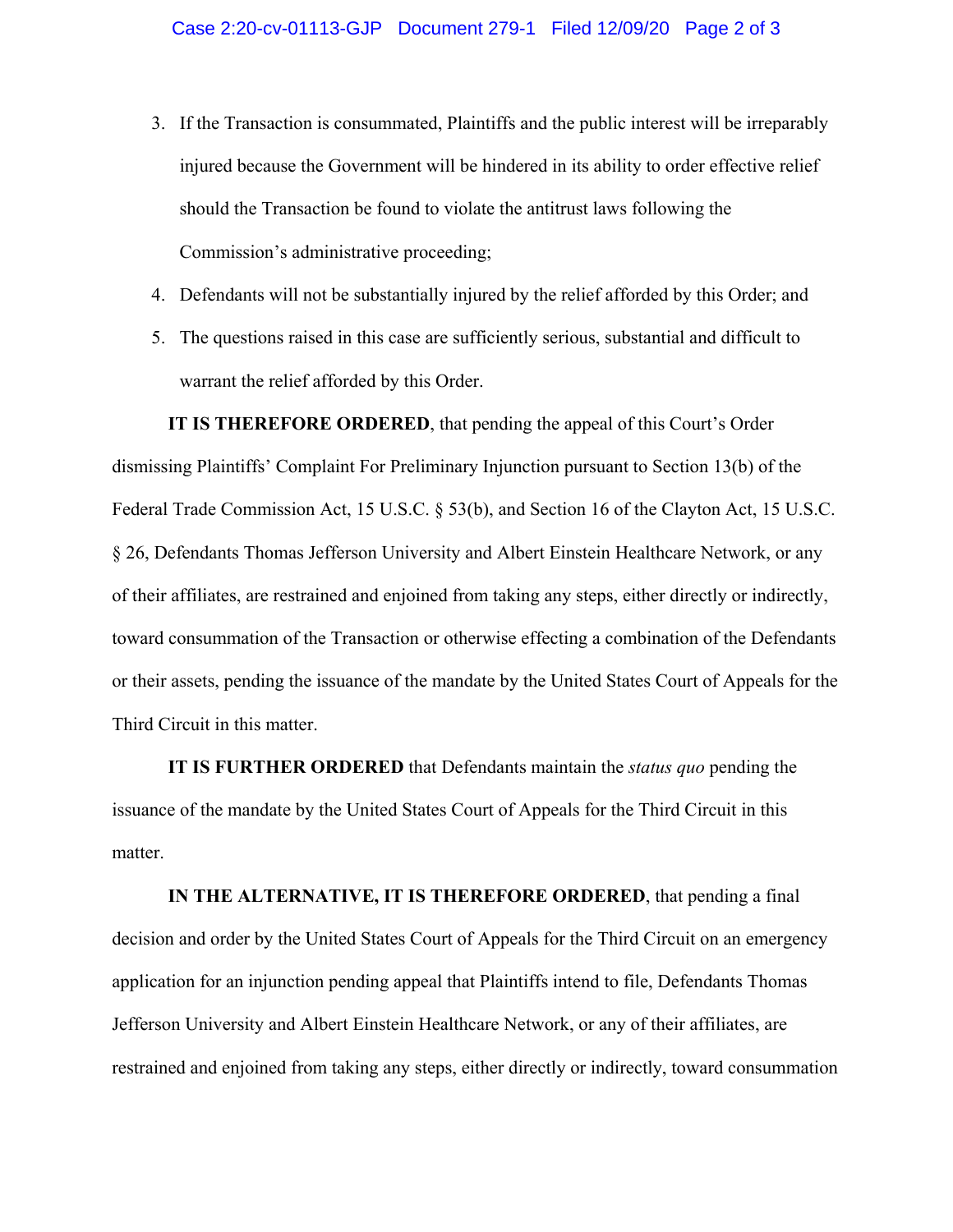3. If the Transaction is consummated, Plaintiffs and the public interest will be irreparably injured because the Government will be hindered in its ability to order effective relief should the Transaction be found to violate the antitrust laws following the Commission's administrative proceeding;
4. Defendants will not be substantially injured by the relief afforded by this Order; and
5. The questions raised in this case are sufficiently serious, substantial and difficult to warrant the relief afforded by this Order.

**IT IS THEREFORE ORDERED**, that pending the appeal of this Court's Order dismissing Plaintiffs' Complaint For Preliminary Injunction pursuant to Section 13(b) of the Federal Trade Commission Act, 15 U.S.C. § 53(b), and Section 16 of the Clayton Act, 15 U.S.C. § 26, Defendants Thomas Jefferson University and Albert Einstein Healthcare Network, or any of their affiliates, are restrained and enjoined from taking any steps, either directly or indirectly, toward consummation of the Transaction or otherwise effecting a combination of the Defendants or their assets, pending the issuance of the mandate by the United States Court of Appeals for the Third Circuit in this matter.

**IT IS FURTHER ORDERED** that Defendants maintain the *status quo* pending the issuance of the mandate by the United States Court of Appeals for the Third Circuit in this matter.

**IN THE ALTERNATIVE, IT IS THEREFORE ORDERED**, that pending a final decision and order by the United States Court of Appeals for the Third Circuit on an emergency application for an injunction pending appeal that Plaintiffs intend to file, Defendants Thomas Jefferson University and Albert Einstein Healthcare Network, or any of their affiliates, are restrained and enjoined from taking any steps, either directly or indirectly, toward consummation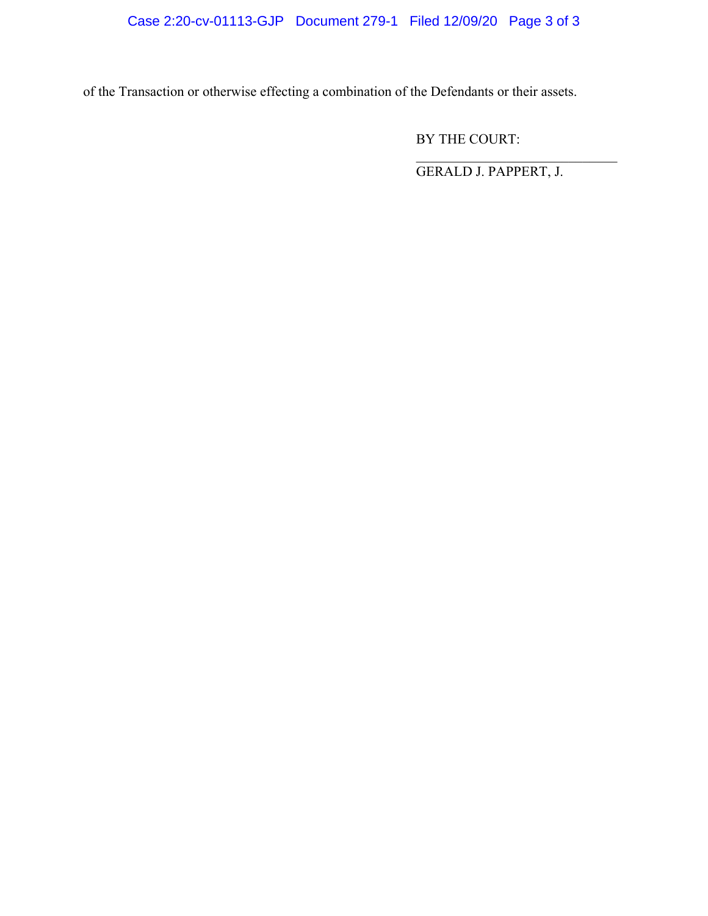of the Transaction or otherwise effecting a combination of the Defendants or their assets.

BY THE COURT:

\_\_\_\_\_\_\_\_\_\_\_\_\_\_\_\_\_\_\_\_\_\_\_\_\_\_\_\_\_\_

GERALD J. PAPPERT, J.